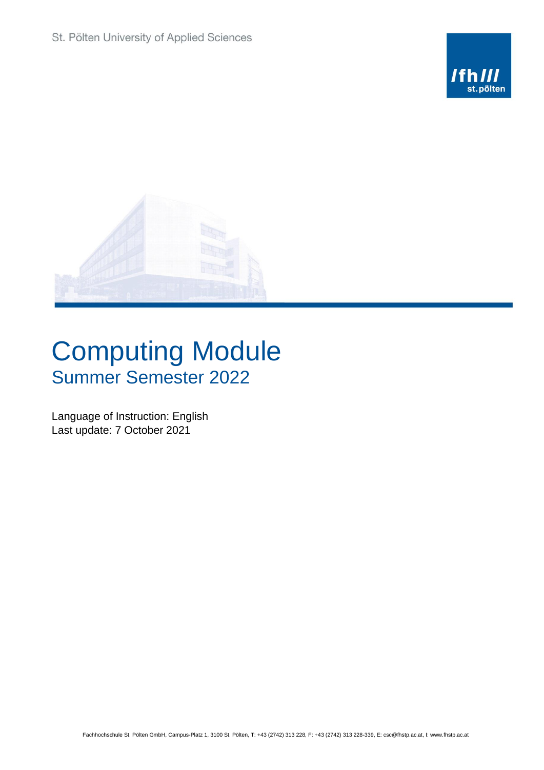St. Pölten University of Applied Sciences

# Computing Module

## Summer Semester 2022

Language of Instruction: English
Last update: 7 October 2021

Fachhochschule St. Pölten GmbH, Campus-Platz 1, 3100 St. Pölten, T: +43 (2742) 313 228, F: +43 (2742) 313 228-339, E: csc@fhstp.ac.at, I: www.fhstp.ac.at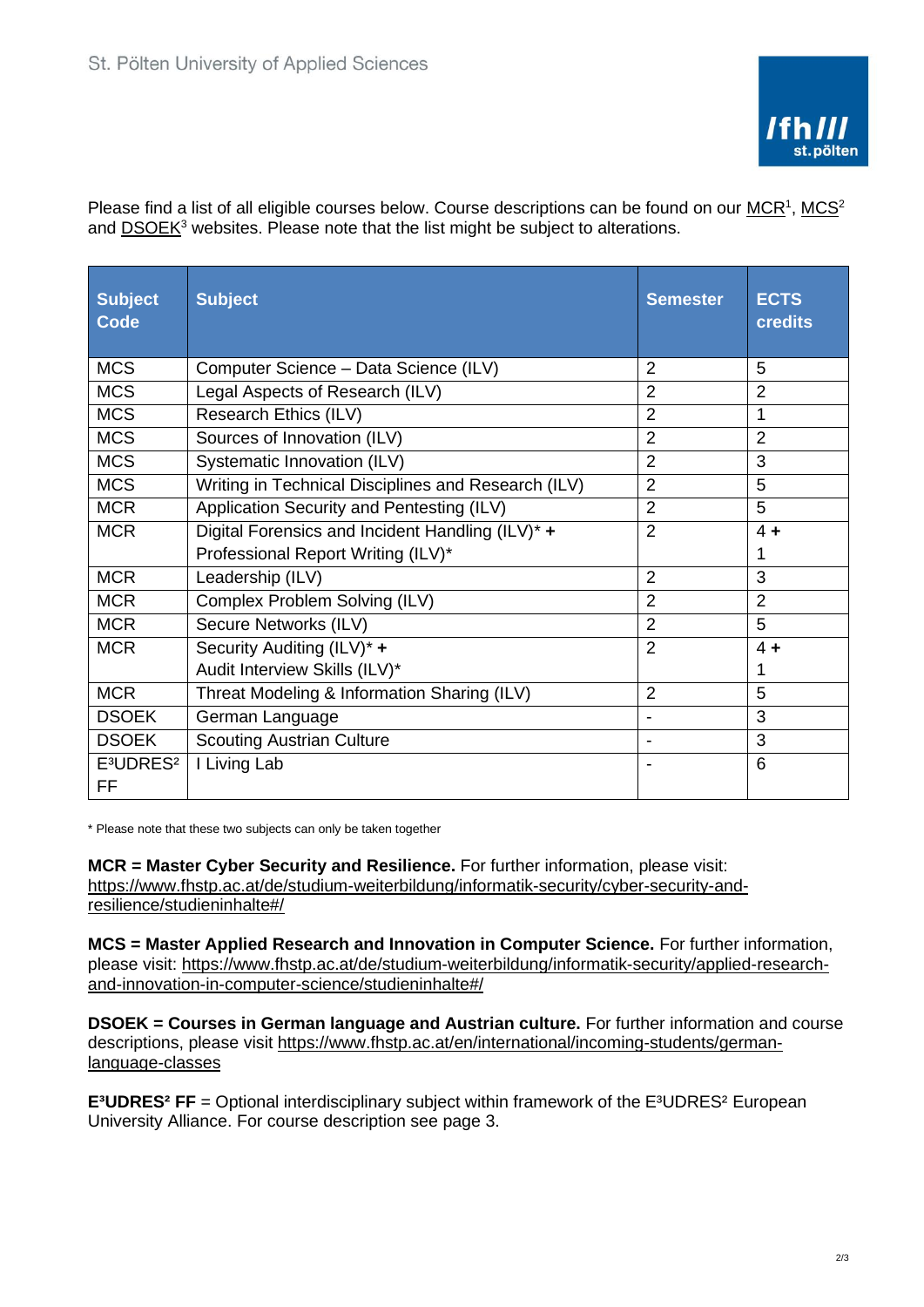Please find a list of all eligible courses below. Course descriptions can be found on our MCR[1], MCS[2] and DSOEK[3] websites. Please note that the list might be subject to alterations.

| Subject Code | Subject | Semester | ECTS credits |
|---|---|---|---|
| MCS | Computer Science – Data Science (ILV) | 2 | 5 |
| MCS | Legal Aspects of Research (ILV) | 2 | 2 |
| MCS | Research Ethics (ILV) | 2 | 1 |
| MCS | Sources of Innovation (ILV) | 2 | 2 |
| MCS | Systematic Innovation (ILV) | 2 | 3 |
| MCS | Writing in Technical Disciplines and Research (ILV) | 2 | 5 |
| MCR | Application Security and Pentesting (ILV) | 2 | 5 |
| MCR | Digital Forensics and Incident Handling (ILV)* **+** Professional Report Writing (ILV)* | 2 | 4 **+** 1 |
| MCR | Leadership (ILV) | 2 | 3 |
| MCR | Complex Problem Solving (ILV) | 2 | 2 |
| MCR | Secure Networks (ILV) | 2 | 5 |
| MCR | Security Auditing (ILV)* **+** Audit Interview Skills (ILV)* | 2 | 4 **+** 1 |
| MCR | Threat Modeling & Information Sharing (ILV) | 2 | 5 |
| DSOEK | German Language | - | 3 |
| DSOEK | Scouting Austrian Culture | - | 3 |
| E³UDRES² FF | I Living Lab | - | 6 |

\* Please note that these two subjects can only be taken together

**MCR = Master Cyber Security and Resilience.** For further information, please visit: https://www.fhstp.ac.at/de/studium-weiterbildung/informatik-security/cyber-security-and-resilience/studieninhalte#/

**MCS = Master Applied Research and Innovation in Computer Science.** For further information, please visit: https://www.fhstp.ac.at/de/studium-weiterbildung/informatik-security/applied-research-and-innovation-in-computer-science/studieninhalte#/

**DSOEK = Courses in German language and Austrian culture.** For further information and course descriptions, please visit https://www.fhstp.ac.at/en/international/incoming-students/german-language-classes

**E³UDRES² FF** = Optional interdisciplinary subject within framework of the E³UDRES² European University Alliance. For course description see page 3.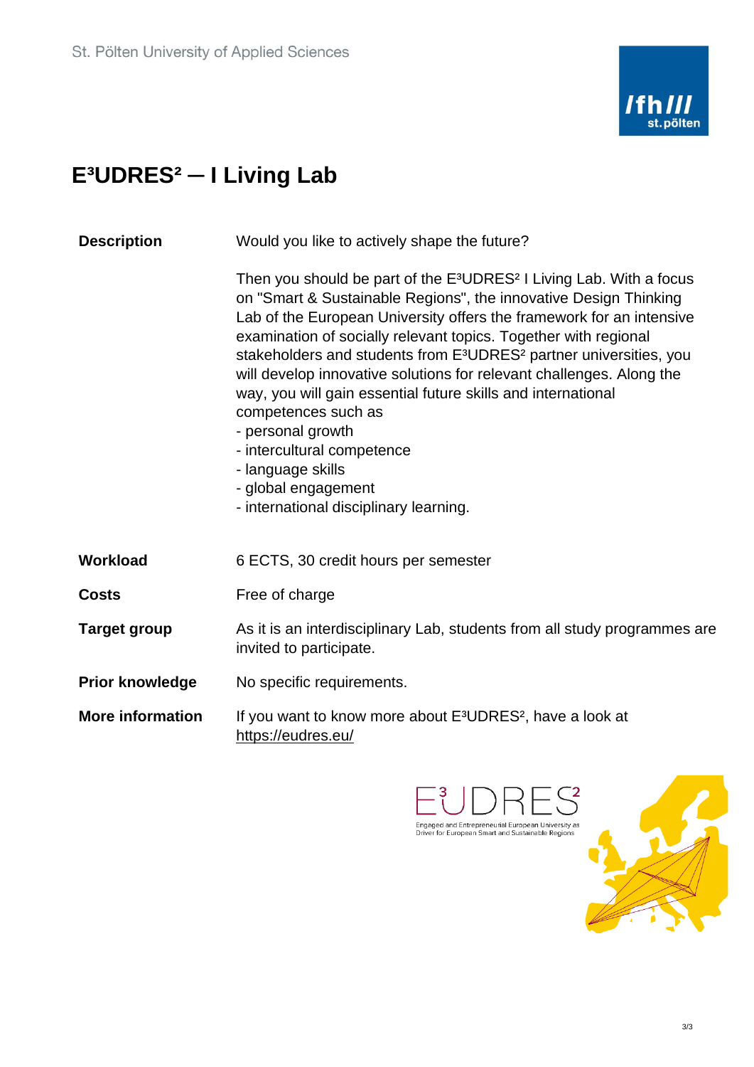# E³UDRES² – I Living Lab

| | |
|---|---|
| **Description** | Would you like to actively shape the future?<br><br>Then you should be part of the E³UDRES² I Living Lab. With a focus on "Smart & Sustainable Regions", the innovative Design Thinking Lab of the European University offers the framework for an intensive examination of socially relevant topics. Together with regional stakeholders and students from E³UDRES² partner universities, you will develop innovative solutions for relevant challenges. Along the way, you will gain essential future skills and international competences such as<br>- personal growth<br>- intercultural competence<br>- language skills<br>- global engagement<br>- international disciplinary learning. |
| **Workload** | 6 ECTS, 30 credit hours per semester |
| **Costs** | Free of charge |
| **Target group** | As it is an interdisciplinary Lab, students from all study programmes are invited to participate. |
| **Prior knowledge** | No specific requirements. |
| **More information** | If you want to know more about E³UDRES², have a look at https://eudres.eu/ |

E³UDRES²
Engaged and Entrepreneurial European University as Driver for European Smart and Sustainable Regions